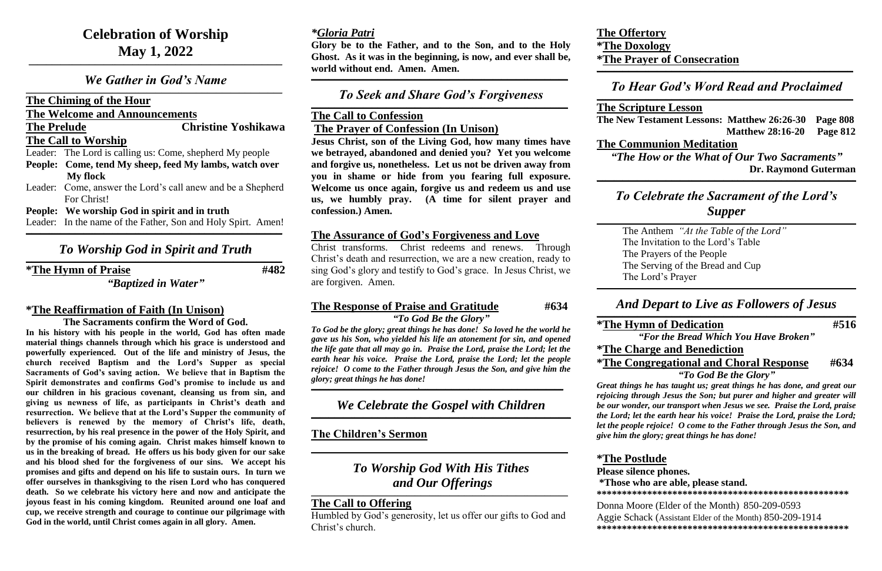# Celebration of Worship
# May 1, 2022

## *We Gather in God's Name*

**The Chiming of the Hour**

**The Welcome and Announcements**

**The Prelude** — **Christine Yoshikawa**

**The Call to Worship**

Leader: The Lord is calling us: Come, shepherd My people

**People: Come, tend My sheep, feed My lambs, watch over My flock**

Leader: Come, answer the Lord's call anew and be a Shepherd For Christ!

**People: We worship God in spirit and in truth**

Leader: In the name of the Father, Son and Holy Spirt. Amen!

## *To Worship God in Spirit and Truth*

**\*The Hymn of Praise** — **#482**

***"Baptized in Water"***

**\*The Reaffirmation of Faith (In Unison)**

**The Sacraments confirm the Word of God.**

**In his history with his people in the world, God has often made material things channels through which his grace is understood and powerfully experienced. Out of the life and ministry of Jesus, the church received Baptism and the Lord's Supper as special Sacraments of God's saving action. We believe that in Baptism the Spirit demonstrates and confirms God's promise to include us and our children in his gracious covenant, cleansing us from sin, and giving us newness of life, as participants in Christ's death and resurrection. We believe that at the Lord's Supper the community of believers is renewed by the memory of Christ's life, death, resurrection, by his real presence in the power of the Holy Spirit, and by the promise of his coming again. Christ makes himself known to us in the breaking of bread. He offers us his body given for our sake and his blood shed for the forgiveness of our sins. We accept his promises and gifts and depend on his life to sustain ours. In turn we offer ourselves in thanksgiving to the risen Lord who has conquered death. So we celebrate his victory here and now and anticipate the joyous feast in his coming kingdom. Reunited around one loaf and cup, we receive strength and courage to continue our pilgrimage with God in the world, until Christ comes again in all glory. Amen.**

***Gloria Patri***

**Glory be to the Father, and to the Son, and to the Holy Ghost. As it was in the beginning, is now, and ever shall be, world without end. Amen. Amen.**

## *To Seek and Share God's Forgiveness*

**The Call to Confession**

**The Prayer of Confession (In Unison)**

**Jesus Christ, son of the Living God, how many times have we betrayed, abandoned and denied you? Yet you welcome and forgive us, nonetheless. Let us not be driven away from you in shame or hide from you fearing full exposure. Welcome us once again, forgive us and redeem us and use us, we humbly pray. (A time for silent prayer and confession.) Amen.**

**The Assurance of God's Forgiveness and Love**

Christ transforms. Christ redeems and renews. Through Christ's death and resurrection, we are a new creation, ready to sing God's glory and testify to God's grace. In Jesus Christ, we are forgiven. Amen.

**The Response of Praise and Gratitude** — **#634**

***"To God Be the Glory"***

***To God be the glory; great things he has done! So loved he the world he gave us his Son, who yielded his life an atonement for sin, and opened the life gate that all may go in. Praise the Lord, praise the Lord; let the earth hear his voice. Praise the Lord, praise the Lord; let the people rejoice! O come to the Father through Jesus the Son, and give him the glory; great things he has done!***

## *We Celebrate the Gospel with Children*

**The Children's Sermon**

## *To Worship God With His Tithes and Our Offerings*

**The Call to Offering**

Humbled by God's generosity, let us offer our gifts to God and Christ's church.

**The Offertory**

**\*The Doxology**

**\*The Prayer of Consecration**

## *To Hear God's Word Read and Proclaimed*

**The Scripture Lesson**

**The New Testament Lessons: Matthew 26:26-30 Page 808**
**Matthew 28:16-20 Page 812**

**The Communion Meditation**

***"The How or the What of Our Two Sacraments"***
**Dr. Raymond Guterman**

## *To Celebrate the Sacrament of the Lord's Supper*

The Anthem *"At the Table of the Lord"*
The Invitation to the Lord's Table
The Prayers of the People
The Serving of the Bread and Cup
The Lord's Prayer

## *And Depart to Live as Followers of Jesus*

**\*The Hymn of Dedication** — **#516**

***"For the Bread Which You Have Broken"***

**\*The Charge and Benediction**

**\*The Congregational and Choral Response** — **#634**

***"To God Be the Glory"***

***Great things he has taught us; great things he has done, and great our rejoicing through Jesus the Son; but purer and higher and greater will be our wonder, our transport when Jesus we see. Praise the Lord, praise the Lord; let the earth hear his voice! Praise the Lord, praise the Lord; let the people rejoice! O come to the Father through Jesus the Son, and give him the glory; great things he has done!***

**\*The Postlude**

**Please silence phones.**

**\*Those who are able, please stand.**

**\*\*\*\*\*\*\*\*\*\*\*\*\*\*\*\*\*\*\*\*\*\*\*\*\*\*\*\*\*\*\*\*\*\*\*\*\*\*\*\*\*\*\*\*\*\*\*\*\*\***

Donna Moore (Elder of the Month) 850-209-0593

Aggie Schack (Assistant Elder of the Month) 850-209-1914

**\*\*\*\*\*\*\*\*\*\*\*\*\*\*\*\*\*\*\*\*\*\*\*\*\*\*\*\*\*\*\*\*\*\*\*\*\*\*\*\*\*\*\*\*\*\*\*\*\*\***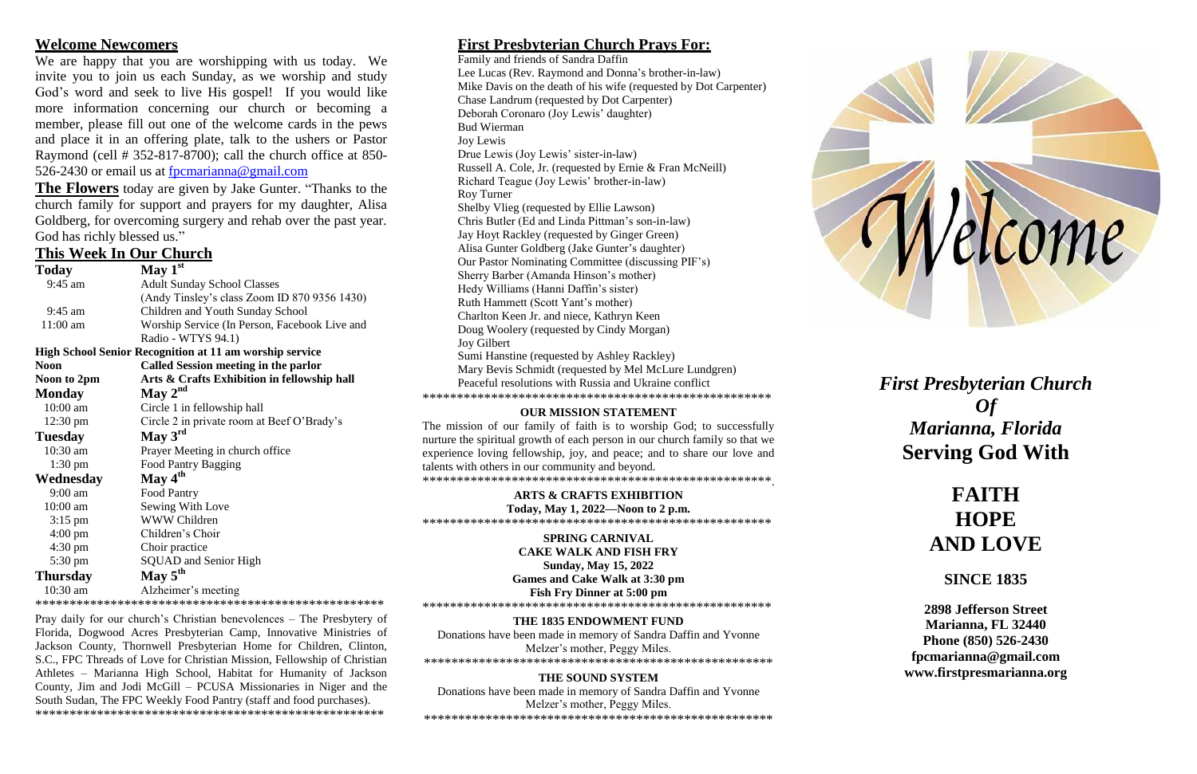## Welcome Newcomers

We are happy that you are worshipping with us today. We invite you to join us each Sunday, as we worship and study God's word and seek to live His gospel! If you would like more information concerning our church or becoming a member, please fill out one of the welcome cards in the pews and place it in an offering plate, talk to the ushers or Pastor Raymond (cell # 352-817-8700); call the church office at 850-526-2430 or email us at fpcmarianna@gmail.com

**The Flowers** today are given by Jake Gunter. "Thanks to the church family for support and prayers for my daughter, Alisa Goldberg, for overcoming surgery and rehab over the past year. God has richly blessed us."

## This Week In Our Church

| | |
|---|---|
| **Today** | **May 1st** |
| 9:45 am | Adult Sunday School Classes (Andy Tinsley's class Zoom ID 870 9356 1430) |
| 9:45 am | Children and Youth Sunday School |
| 11:00 am | Worship Service (In Person, Facebook Live and Radio - WTYS 94.1) |
| **High School Senior Recognition at 11 am worship service** | |
| **Noon** | **Called Session meeting in the parlor** |
| **Noon to 2pm** | **Arts & Crafts Exhibition in fellowship hall** |
| **Monday** | **May 2nd** |
| 10:00 am | Circle 1 in fellowship hall |
| 12:30 pm | Circle 2 in private room at Beef O'Brady's |
| **Tuesday** | **May 3rd** |
| 10:30 am | Prayer Meeting in church office |
| 1:30 pm | Food Pantry Bagging |
| **Wednesday** | **May 4th** |
| 9:00 am | Food Pantry |
| 10:00 am | Sewing With Love |
| 3:15 pm | WWW Children |
| 4:00 pm | Children's Choir |
| 4:30 pm | Choir practice |
| 5:30 pm | SQUAD and Senior High |
| **Thursday** | **May 5th** |
| 10:30 am | Alzheimer's meeting |

*****************************************************

Pray daily for our church's Christian benevolences – The Presbytery of Florida, Dogwood Acres Presbyterian Camp, Innovative Ministries of Jackson County, Thornwell Presbyterian Home for Children, Clinton, S.C., FPC Threads of Love for Christian Mission, Fellowship of Christian Athletes – Marianna High School, Habitat for Humanity of Jackson County, Jim and Jodi McGill – PCUSA Missionaries in Niger and the South Sudan, The FPC Weekly Food Pantry (staff and food purchases).

*****************************************************

## First Presbyterian Church Prays For:

Family and friends of Sandra Daffin
Lee Lucas (Rev. Raymond and Donna's brother-in-law)
Mike Davis on the death of his wife (requested by Dot Carpenter)
Chase Landrum (requested by Dot Carpenter)
Deborah Coronaro (Joy Lewis' daughter)
Bud Wierman
Joy Lewis
Drue Lewis (Joy Lewis' sister-in-law)
Russell A. Cole, Jr. (requested by Ernie & Fran McNeill)
Richard Teague (Joy Lewis' brother-in-law)
Roy Turner
Shelby Vlieg (requested by Ellie Lawson)
Chris Butler (Ed and Linda Pittman's son-in-law)
Jay Hoyt Rackley (requested by Ginger Green)
Alisa Gunter Goldberg (Jake Gunter's daughter)
Our Pastor Nominating Committee (discussing PIF's)
Sherry Barber (Amanda Hinson's mother)
Hedy Williams (Hanni Daffin's sister)
Ruth Hammett (Scott Yant's mother)
Charlton Keen Jr. and niece, Kathryn Keen
Doug Woolery (requested by Cindy Morgan)
Joy Gilbert
Sumi Hanstine (requested by Ashley Rackley)
Mary Bevis Schmidt (requested by Mel McLure Lundgren)
Peaceful resolutions with Russia and Ukraine conflict

*****************************************************

**OUR MISSION STATEMENT**

The mission of our family of faith is to worship God; to successfully nurture the spiritual growth of each person in our church family so that we experience loving fellowship, joy, and peace; and to share our love and talents with others in our community and beyond.

*****************************************************

**ARTS & CRAFTS EXHIBITION**
**Today, May 1, 2022—Noon to 2 p.m.**

*****************************************************

**SPRING CARNIVAL**
**CAKE WALK AND FISH FRY**
**Sunday, May 15, 2022**
**Games and Cake Walk at 3:30 pm**
**Fish Fry Dinner at 5:00 pm**

*****************************************************

**THE 1835 ENDOWMENT FUND**

Donations have been made in memory of Sandra Daffin and Yvonne Melzer's mother, Peggy Miles.

*****************************************************

**THE SOUND SYSTEM**

Donations have been made in memory of Sandra Daffin and Yvonne Melzer's mother, Peggy Miles.

*****************************************************

Welcome

# *First Presbyterian Church Of Marianna, Florida*
# Serving God With

# FAITH
# HOPE
# AND LOVE

**SINCE 1835**

**2898 Jefferson Street**
**Marianna, FL 32440**
**Phone (850) 526-2430**
**fpcmarianna@gmail.com**
**www.firstpresmarianna.org**